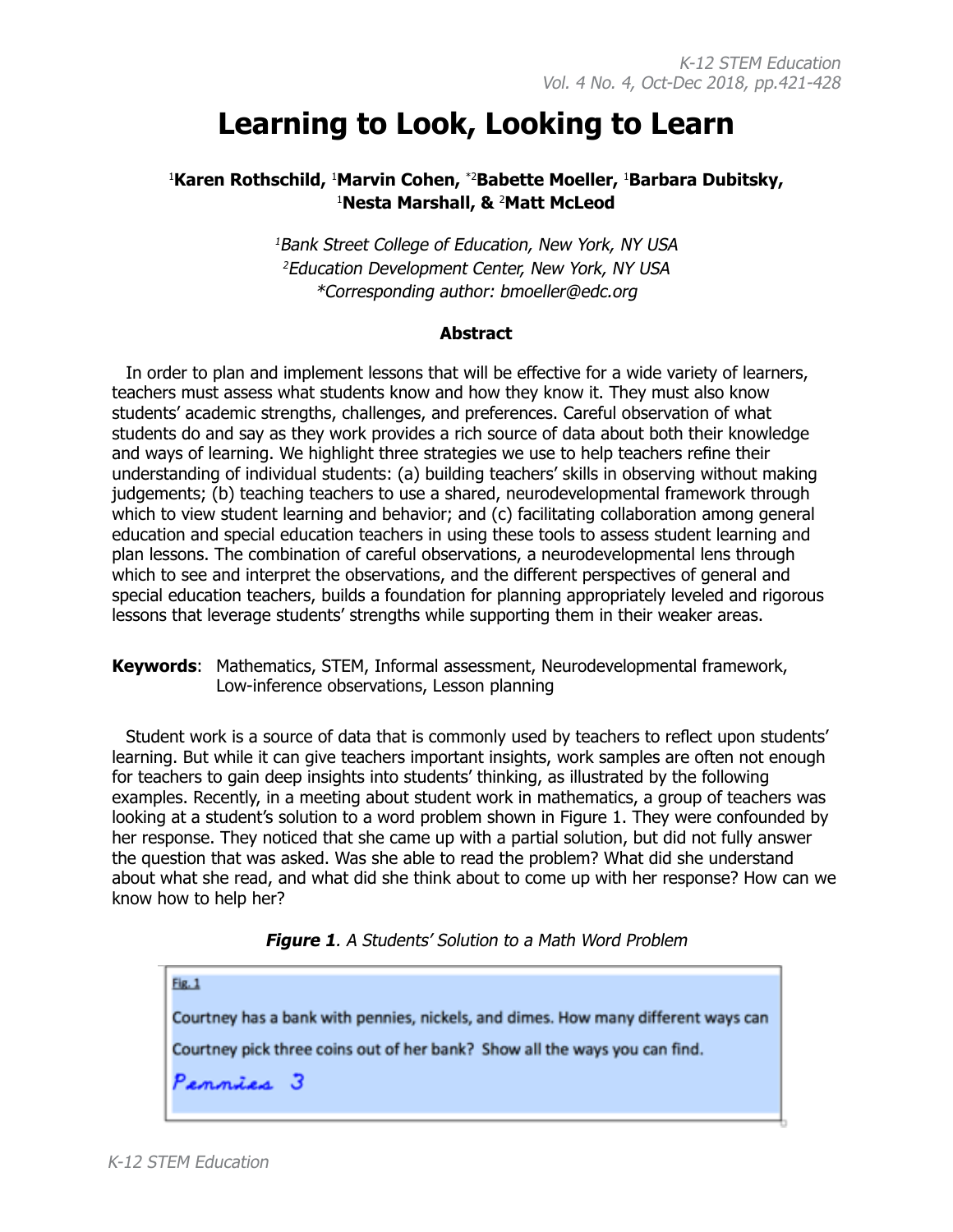# Learning to Look, Looking to Learn

[1]**Karen Rothschild**, [1]**Marvin Cohen**, [*2]**Babette Moeller**, [1]**Barbara Dubitsky**, [1]**Nesta Marshall**, & [2]**Matt McLeod**

*[1]Bank Street College of Education, New York, NY USA*
*[2]Education Development Center, New York, NY USA*
*\*Corresponding author: bmoeller@edc.org*

**Abstract**

In order to plan and implement lessons that will be effective for a wide variety of learners, teachers must assess what students know and how they know it. They must also know students' academic strengths, challenges, and preferences. Careful observation of what students do and say as they work provides a rich source of data about both their knowledge and ways of learning. We highlight three strategies we use to help teachers refine their understanding of individual students: (a) building teachers' skills in observing without making judgements; (b) teaching teachers to use a shared, neurodevelopmental framework through which to view student learning and behavior; and (c) facilitating collaboration among general education and special education teachers in using these tools to assess student learning and plan lessons. The combination of careful observations, a neurodevelopmental lens through which to see and interpret the observations, and the different perspectives of general and special education teachers, builds a foundation for planning appropriately leveled and rigorous lessons that leverage students' strengths while supporting them in their weaker areas.

**Keywords**: Mathematics, STEM, Informal assessment, Neurodevelopmental framework, Low-inference observations, Lesson planning

Student work is a source of data that is commonly used by teachers to reflect upon students' learning. But while it can give teachers important insights, work samples are often not enough for teachers to gain deep insights into students' thinking, as illustrated by the following examples. Recently, in a meeting about student work in mathematics, a group of teachers was looking at a student's solution to a word problem shown in Figure 1. They were confounded by her response. They noticed that she came up with a partial solution, but did not fully answer the question that was asked. Was she able to read the problem? What did she understand about what she read, and what did she think about to come up with her response? How can we know how to help her?

***Figure 1***. *A Students' Solution to a Math Word Problem*

Fig. 1

Courtney has a bank with pennies, nickels, and dimes. How many different ways can Courtney pick three coins out of her bank? Show all the ways you can find.

*Pennies 3*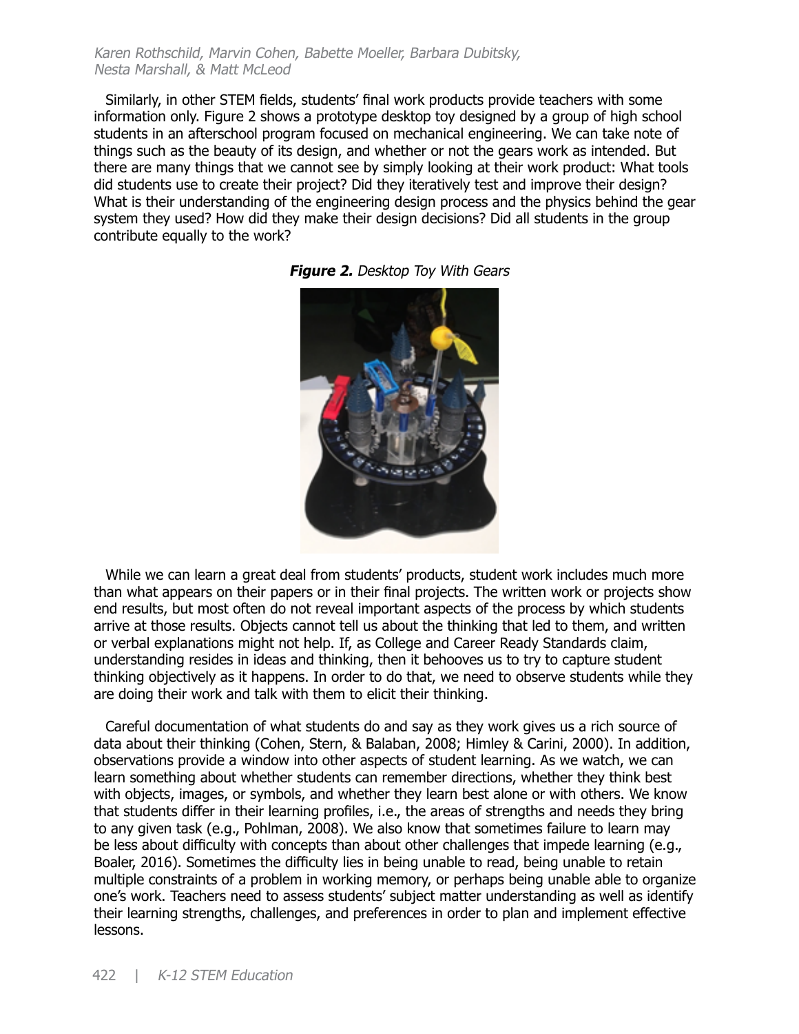Similarly, in other STEM fields, students' final work products provide teachers with some information only. Figure 2 shows a prototype desktop toy designed by a group of high school students in an afterschool program focused on mechanical engineering. We can take note of things such as the beauty of its design, and whether or not the gears work as intended. But there are many things that we cannot see by simply looking at their work product: What tools did students use to create their project? Did they iteratively test and improve their design? What is their understanding of the engineering design process and the physics behind the gear system they used? How did they make their design decisions? Did all students in the group contribute equally to the work?

***Figure 2.*** *Desktop Toy With Gears*

While we can learn a great deal from students' products, student work includes much more than what appears on their papers or in their final projects. The written work or projects show end results, but most often do not reveal important aspects of the process by which students arrive at those results. Objects cannot tell us about the thinking that led to them, and written or verbal explanations might not help. If, as College and Career Ready Standards claim, understanding resides in ideas and thinking, then it behooves us to try to capture student thinking objectively as it happens. In order to do that, we need to observe students while they are doing their work and talk with them to elicit their thinking.

Careful documentation of what students do and say as they work gives us a rich source of data about their thinking (Cohen, Stern, & Balaban, 2008; Himley & Carini, 2000). In addition, observations provide a window into other aspects of student learning. As we watch, we can learn something about whether students can remember directions, whether they think best with objects, images, or symbols, and whether they learn best alone or with others. We know that students differ in their learning profiles, i.e., the areas of strengths and needs they bring to any given task (e.g., Pohlman, 2008). We also know that sometimes failure to learn may be less about difficulty with concepts than about other challenges that impede learning (e.g., Boaler, 2016). Sometimes the difficulty lies in being unable to read, being unable to retain multiple constraints of a problem in working memory, or perhaps being unable able to organize one's work. Teachers need to assess students' subject matter understanding as well as identify their learning strengths, challenges, and preferences in order to plan and implement effective lessons.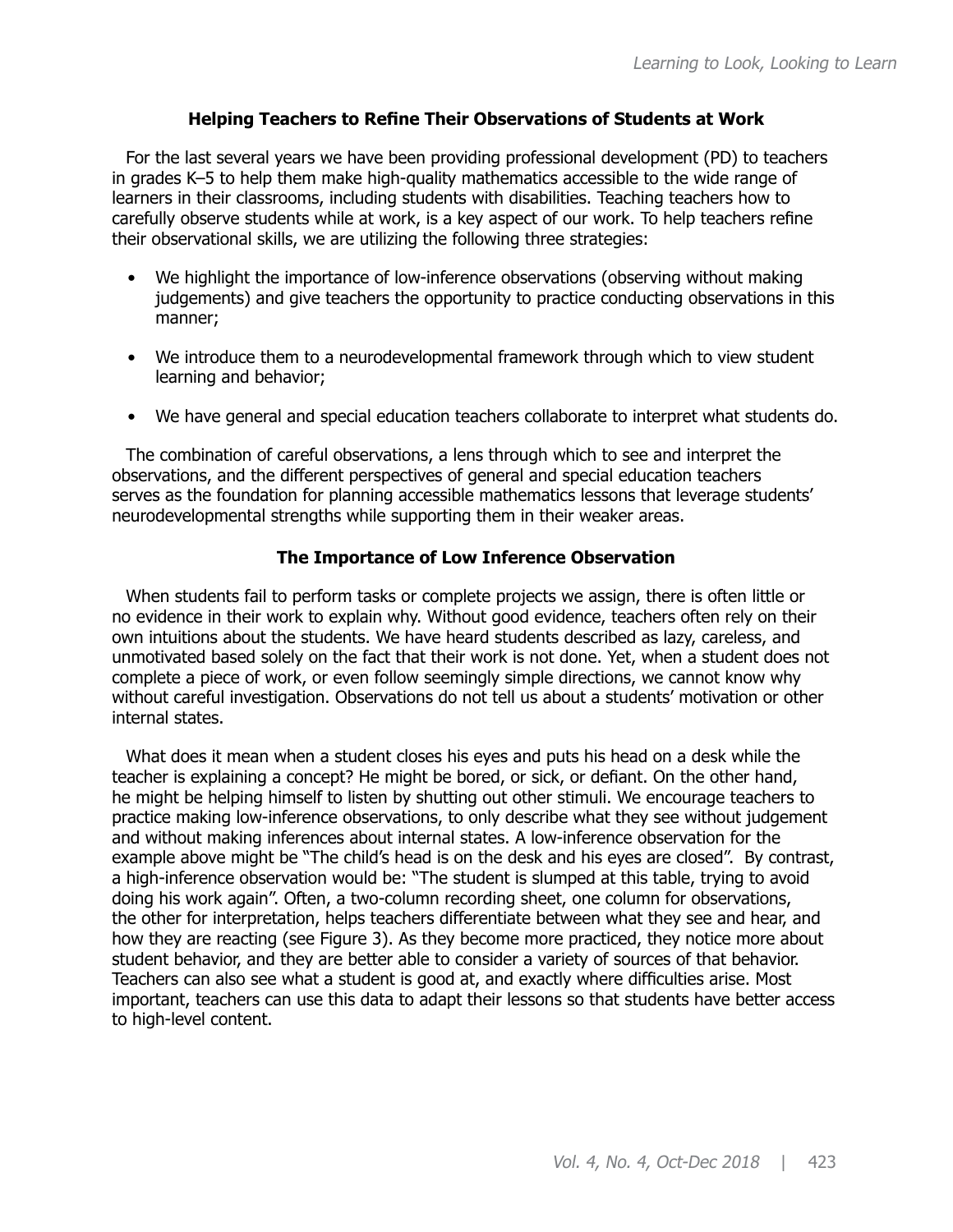## Helping Teachers to Refine Their Observations of Students at Work

For the last several years we have been providing professional development (PD) to teachers in grades K–5 to help them make high-quality mathematics accessible to the wide range of learners in their classrooms, including students with disabilities. Teaching teachers how to carefully observe students while at work, is a key aspect of our work. To help teachers refine their observational skills, we are utilizing the following three strategies:

- We highlight the importance of low-inference observations (observing without making judgements) and give teachers the opportunity to practice conducting observations in this manner;
- We introduce them to a neurodevelopmental framework through which to view student learning and behavior;
- We have general and special education teachers collaborate to interpret what students do.

The combination of careful observations, a lens through which to see and interpret the observations, and the different perspectives of general and special education teachers serves as the foundation for planning accessible mathematics lessons that leverage students' neurodevelopmental strengths while supporting them in their weaker areas.

## The Importance of Low Inference Observation

When students fail to perform tasks or complete projects we assign, there is often little or no evidence in their work to explain why. Without good evidence, teachers often rely on their own intuitions about the students. We have heard students described as lazy, careless, and unmotivated based solely on the fact that their work is not done. Yet, when a student does not complete a piece of work, or even follow seemingly simple directions, we cannot know why without careful investigation. Observations do not tell us about a students' motivation or other internal states.

What does it mean when a student closes his eyes and puts his head on a desk while the teacher is explaining a concept? He might be bored, or sick, or defiant. On the other hand, he might be helping himself to listen by shutting out other stimuli. We encourage teachers to practice making low-inference observations, to only describe what they see without judgement and without making inferences about internal states. A low-inference observation for the example above might be "The child's head is on the desk and his eyes are closed". By contrast, a high-inference observation would be: "The student is slumped at this table, trying to avoid doing his work again". Often, a two-column recording sheet, one column for observations, the other for interpretation, helps teachers differentiate between what they see and hear, and how they are reacting (see Figure 3). As they become more practiced, they notice more about student behavior, and they are better able to consider a variety of sources of that behavior. Teachers can also see what a student is good at, and exactly where difficulties arise. Most important, teachers can use this data to adapt their lessons so that students have better access to high-level content.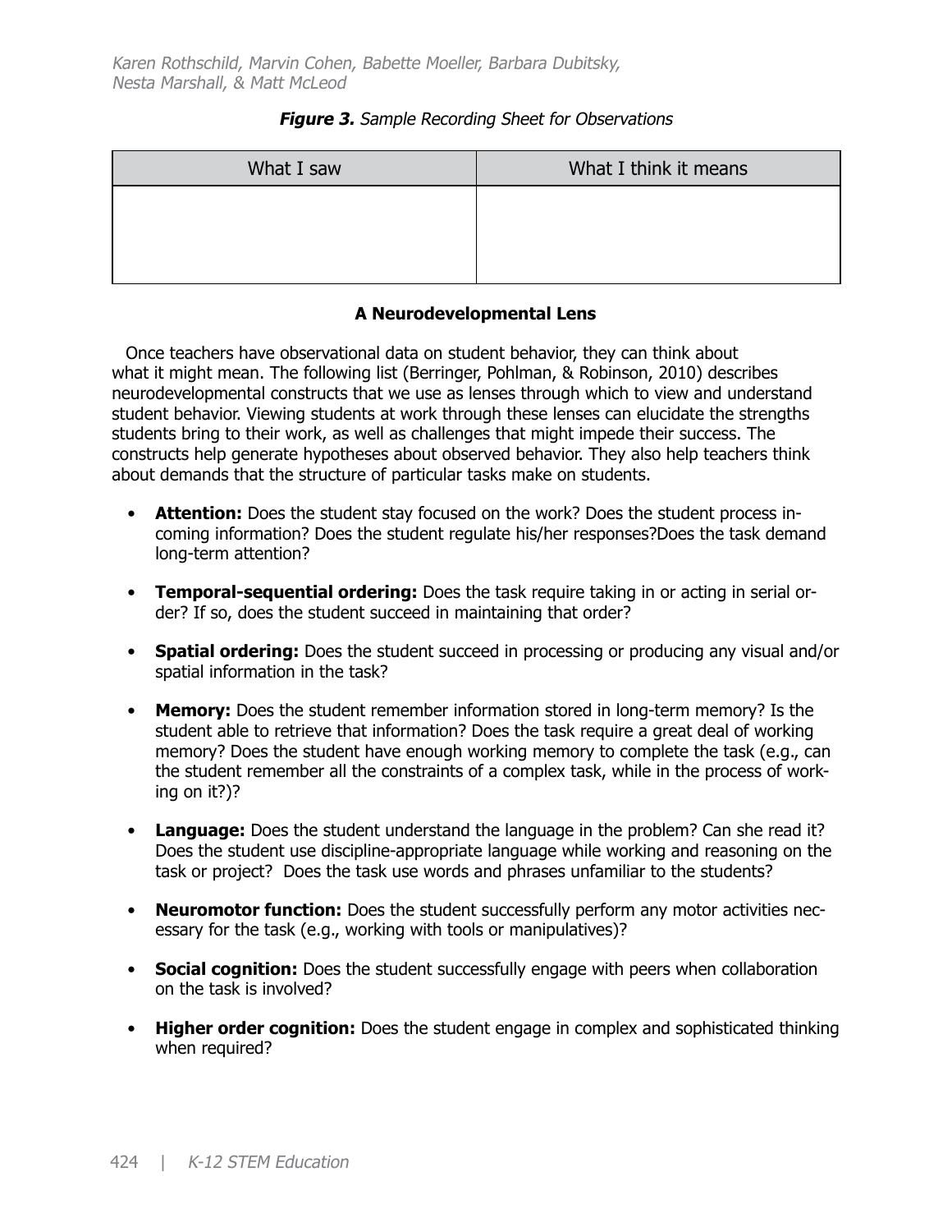***Figure 3.*** *Sample Recording Sheet for Observations*

| What I saw | What I think it means |
| --- | --- |
| | |

**A Neurodevelopmental Lens**

Once teachers have observational data on student behavior, they can think about what it might mean. The following list (Berringer, Pohlman, & Robinson, 2010) describes neurodevelopmental constructs that we use as lenses through which to view and understand student behavior. Viewing students at work through these lenses can elucidate the strengths students bring to their work, as well as challenges that might impede their success. The constructs help generate hypotheses about observed behavior. They also help teachers think about demands that the structure of particular tasks make on students.

- **Attention:** Does the student stay focused on the work? Does the student process incoming information? Does the student regulate his/her responses?Does the task demand long-term attention?
- **Temporal-sequential ordering:** Does the task require taking in or acting in serial order? If so, does the student succeed in maintaining that order?
- **Spatial ordering:** Does the student succeed in processing or producing any visual and/or spatial information in the task?
- **Memory:** Does the student remember information stored in long-term memory? Is the student able to retrieve that information? Does the task require a great deal of working memory? Does the student have enough working memory to complete the task (e.g., can the student remember all the constraints of a complex task, while in the process of working on it?)?
- **Language:** Does the student understand the language in the problem? Can she read it? Does the student use discipline-appropriate language while working and reasoning on the task or project? Does the task use words and phrases unfamiliar to the students?
- **Neuromotor function:** Does the student successfully perform any motor activities necessary for the task (e.g., working with tools or manipulatives)?
- **Social cognition:** Does the student successfully engage with peers when collaboration on the task is involved?
- **Higher order cognition:** Does the student engage in complex and sophisticated thinking when required?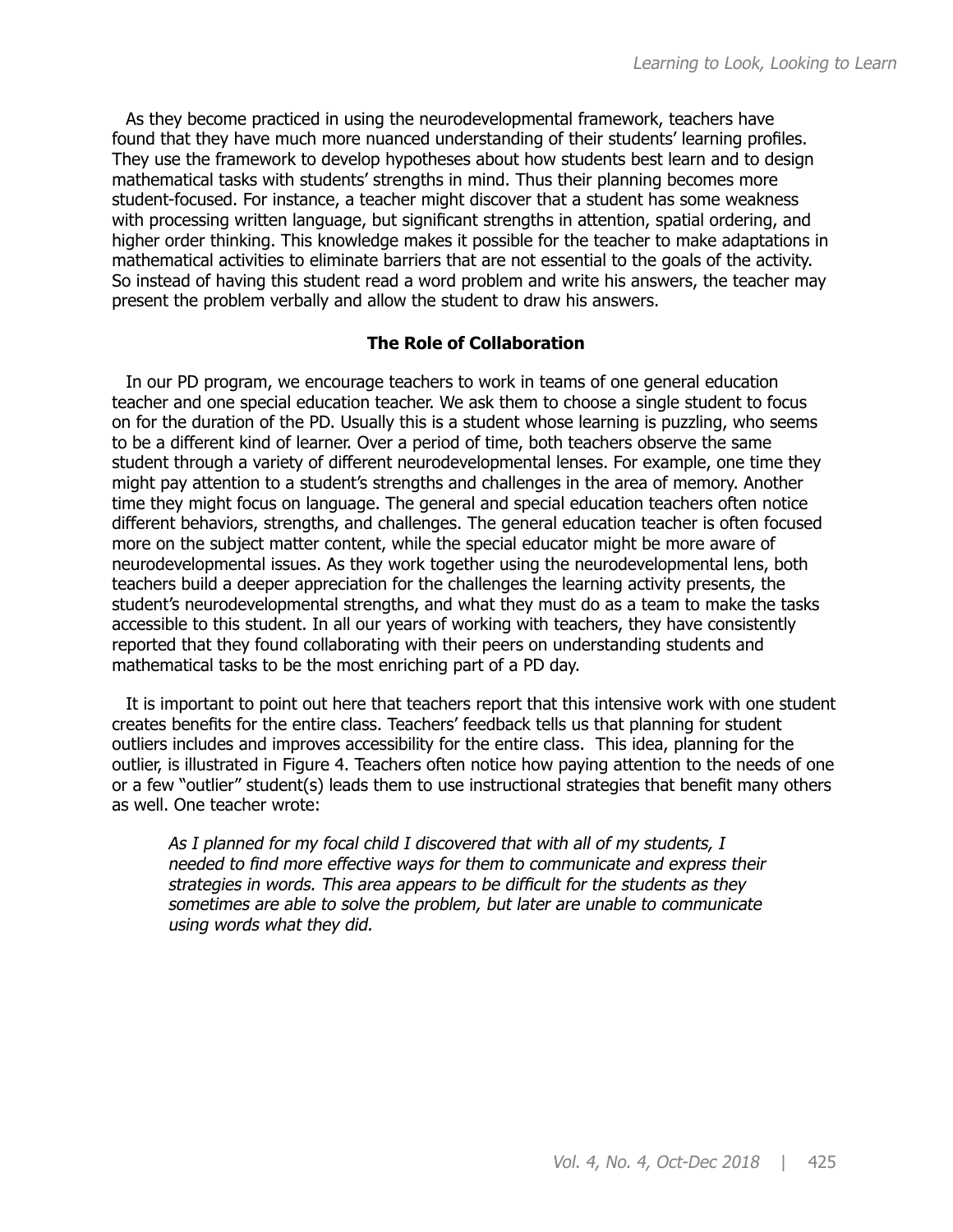As they become practiced in using the neurodevelopmental framework, teachers have found that they have much more nuanced understanding of their students' learning profiles. They use the framework to develop hypotheses about how students best learn and to design mathematical tasks with students' strengths in mind. Thus their planning becomes more student-focused. For instance, a teacher might discover that a student has some weakness with processing written language, but significant strengths in attention, spatial ordering, and higher order thinking. This knowledge makes it possible for the teacher to make adaptations in mathematical activities to eliminate barriers that are not essential to the goals of the activity. So instead of having this student read a word problem and write his answers, the teacher may present the problem verbally and allow the student to draw his answers.

## The Role of Collaboration

In our PD program, we encourage teachers to work in teams of one general education teacher and one special education teacher. We ask them to choose a single student to focus on for the duration of the PD. Usually this is a student whose learning is puzzling, who seems to be a different kind of learner. Over a period of time, both teachers observe the same student through a variety of different neurodevelopmental lenses. For example, one time they might pay attention to a student's strengths and challenges in the area of memory. Another time they might focus on language. The general and special education teachers often notice different behaviors, strengths, and challenges. The general education teacher is often focused more on the subject matter content, while the special educator might be more aware of neurodevelopmental issues. As they work together using the neurodevelopmental lens, both teachers build a deeper appreciation for the challenges the learning activity presents, the student's neurodevelopmental strengths, and what they must do as a team to make the tasks accessible to this student. In all our years of working with teachers, they have consistently reported that they found collaborating with their peers on understanding students and mathematical tasks to be the most enriching part of a PD day.

It is important to point out here that teachers report that this intensive work with one student creates benefits for the entire class. Teachers' feedback tells us that planning for student outliers includes and improves accessibility for the entire class. This idea, planning for the outlier, is illustrated in Figure 4. Teachers often notice how paying attention to the needs of one or a few "outlier" student(s) leads them to use instructional strategies that benefit many others as well. One teacher wrote:

> *As I planned for my focal child I discovered that with all of my students, I needed to find more effective ways for them to communicate and express their strategies in words. This area appears to be difficult for the students as they sometimes are able to solve the problem, but later are unable to communicate using words what they did.*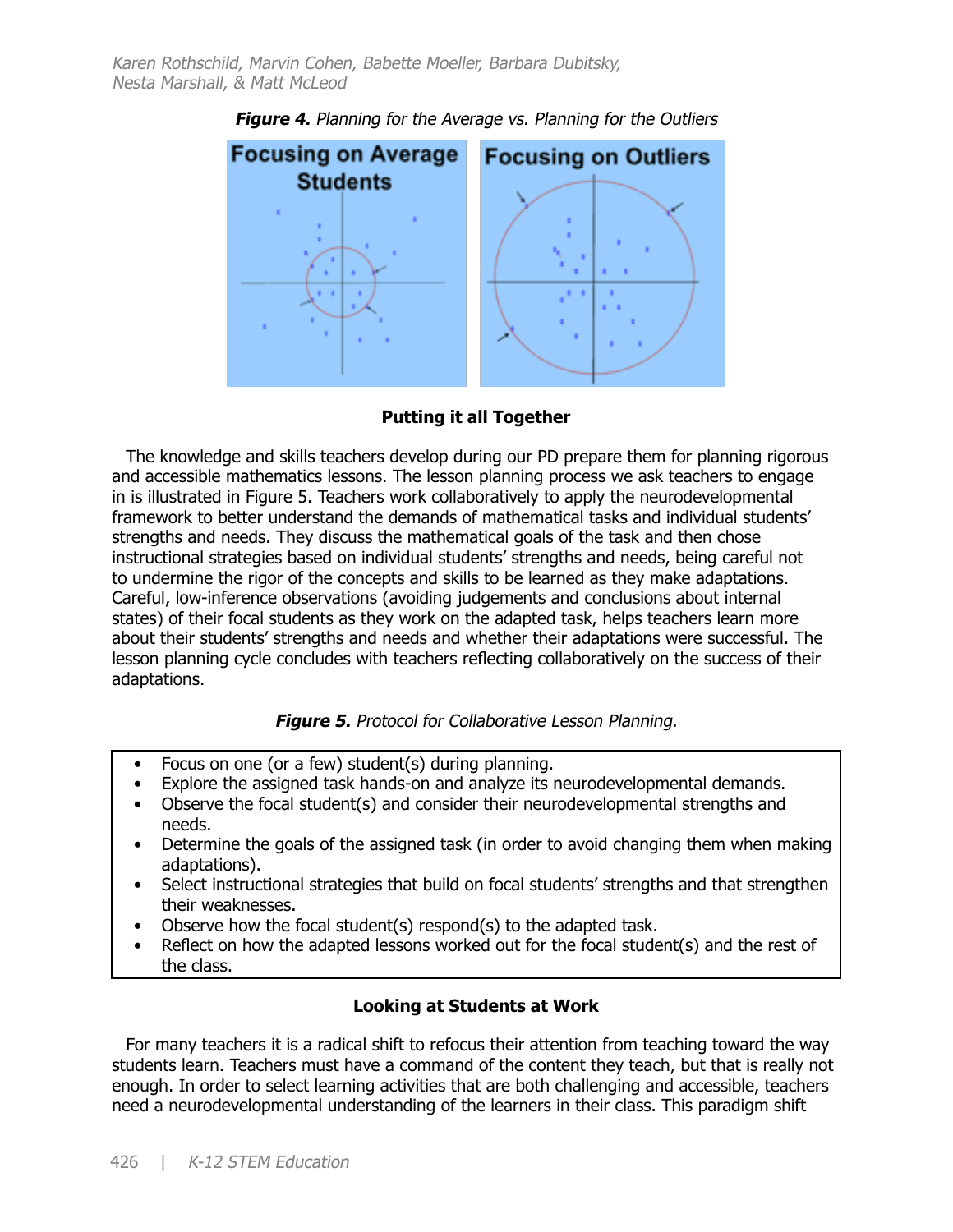*Figure 4.* Planning for the Average vs. Planning for the Outliers

Focusing on Average Students

Focusing on Outliers

## Putting it all Together

The knowledge and skills teachers develop during our PD prepare them for planning rigorous and accessible mathematics lessons. The lesson planning process we ask teachers to engage in is illustrated in Figure 5. Teachers work collaboratively to apply the neurodevelopmental framework to better understand the demands of mathematical tasks and individual students' strengths and needs. They discuss the mathematical goals of the task and then chose instructional strategies based on individual students' strengths and needs, being careful not to undermine the rigor of the concepts and skills to be learned as they make adaptations. Careful, low-inference observations (avoiding judgements and conclusions about internal states) of their focal students as they work on the adapted task, helps teachers learn more about their students' strengths and needs and whether their adaptations were successful. The lesson planning cycle concludes with teachers reflecting collaboratively on the success of their adaptations.

***Figure 5.*** *Protocol for Collaborative Lesson Planning.*

- Focus on one (or a few) student(s) during planning.
- Explore the assigned task hands-on and analyze its neurodevelopmental demands.
- Observe the focal student(s) and consider their neurodevelopmental strengths and needs.
- Determine the goals of the assigned task (in order to avoid changing them when making adaptations).
- Select instructional strategies that build on focal students' strengths and that strengthen their weaknesses.
- Observe how the focal student(s) respond(s) to the adapted task.
- Reflect on how the adapted lessons worked out for the focal student(s) and the rest of the class.

## Looking at Students at Work

For many teachers it is a radical shift to refocus their attention from teaching toward the way students learn. Teachers must have a command of the content they teach, but that is really not enough. In order to select learning activities that are both challenging and accessible, teachers need a neurodevelopmental understanding of the learners in their class. This paradigm shift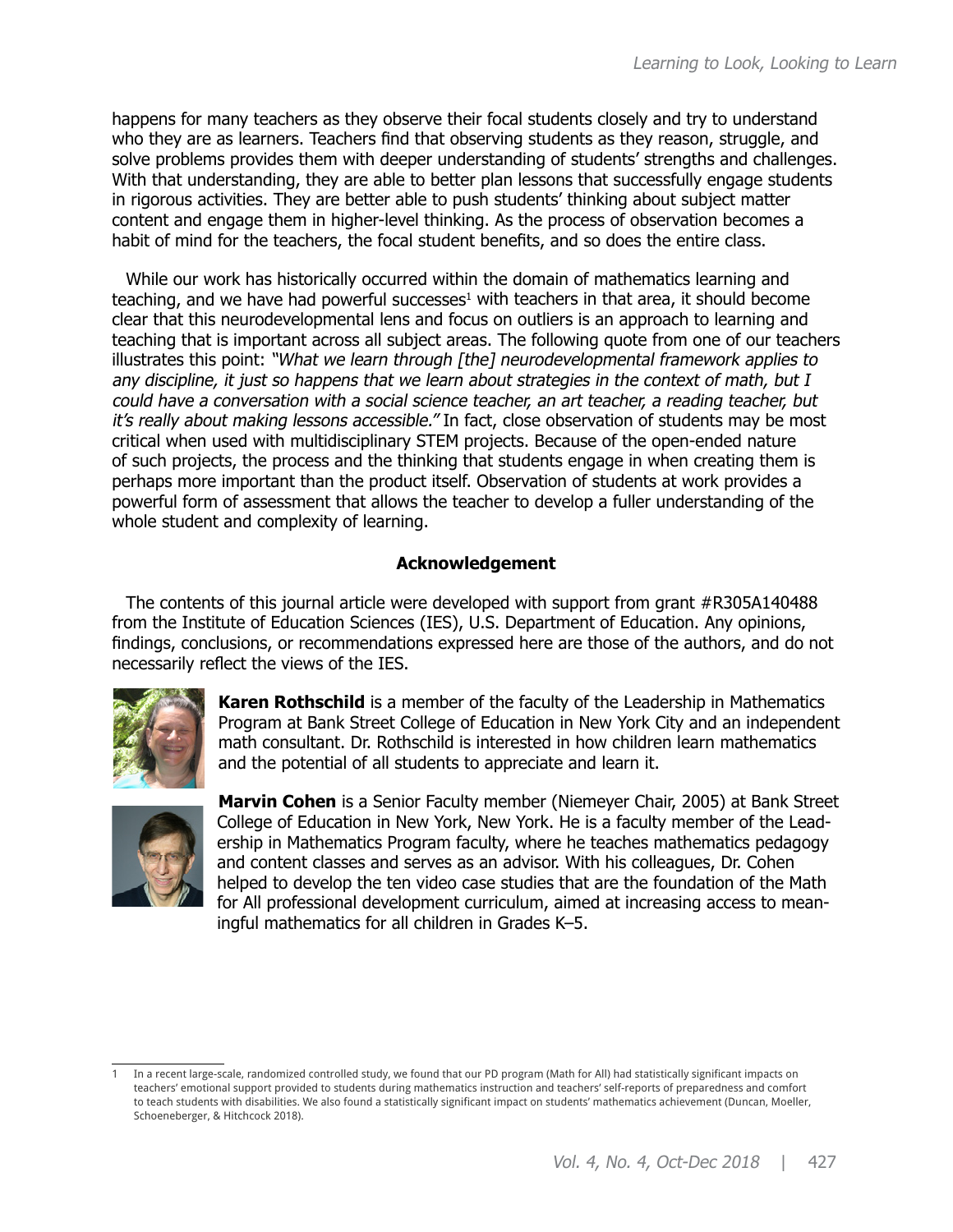happens for many teachers as they observe their focal students closely and try to understand who they are as learners. Teachers find that observing students as they reason, struggle, and solve problems provides them with deeper understanding of students' strengths and challenges. With that understanding, they are able to better plan lessons that successfully engage students in rigorous activities. They are better able to push students' thinking about subject matter content and engage them in higher-level thinking. As the process of observation becomes a habit of mind for the teachers, the focal student benefits, and so does the entire class.

While our work has historically occurred within the domain of mathematics learning and teaching, and we have had powerful successes[1] with teachers in that area, it should become clear that this neurodevelopmental lens and focus on outliers is an approach to learning and teaching that is important across all subject areas. The following quote from one of our teachers illustrates this point: *"What we learn through [the] neurodevelopmental framework applies to any discipline, it just so happens that we learn about strategies in the context of math, but I could have a conversation with a social science teacher, an art teacher, a reading teacher, but it's really about making lessons accessible."* In fact, close observation of students may be most critical when used with multidisciplinary STEM projects. Because of the open-ended nature of such projects, the process and the thinking that students engage in when creating them is perhaps more important than the product itself. Observation of students at work provides a powerful form of assessment that allows the teacher to develop a fuller understanding of the whole student and complexity of learning.

## Acknowledgement

The contents of this journal article were developed with support from grant #R305A140488 from the Institute of Education Sciences (IES), U.S. Department of Education. Any opinions, findings, conclusions, or recommendations expressed here are those of the authors, and do not necessarily reflect the views of the IES.

**Karen Rothschild** is a member of the faculty of the Leadership in Mathematics Program at Bank Street College of Education in New York City and an independent math consultant. Dr. Rothschild is interested in how children learn mathematics and the potential of all students to appreciate and learn it.

**Marvin Cohen** is a Senior Faculty member (Niemeyer Chair, 2005) at Bank Street College of Education in New York, New York. He is a faculty member of the Leadership in Mathematics Program faculty, where he teaches mathematics pedagogy and content classes and serves as an advisor. With his colleagues, Dr. Cohen helped to develop the ten video case studies that are the foundation of the Math for All professional development curriculum, aimed at increasing access to meaningful mathematics for all children in Grades K–5.

---

[1] In a recent large-scale, randomized controlled study, we found that our PD program (Math for All) had statistically significant impacts on teachers' emotional support provided to students during mathematics instruction and teachers' self-reports of preparedness and comfort to teach students with disabilities. We also found a statistically significant impact on students' mathematics achievement (Duncan, Moeller, Schoeneberger, & Hitchcock 2018).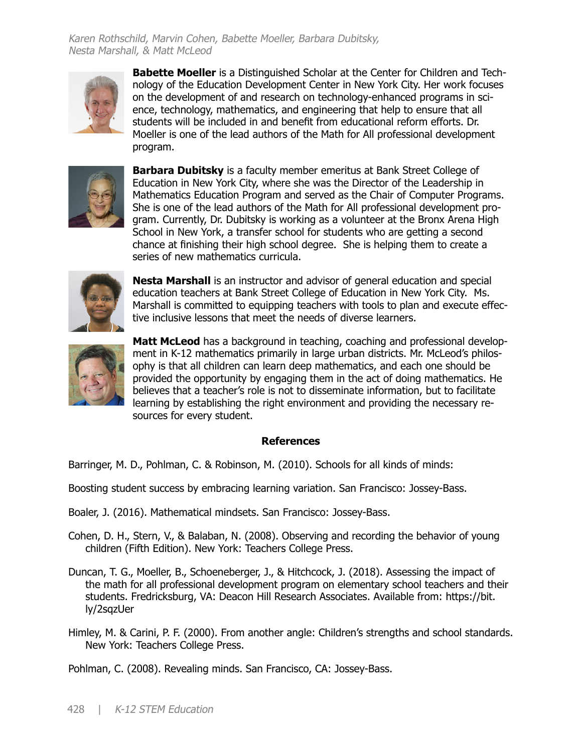**Babette Moeller** is a Distinguished Scholar at the Center for Children and Technology of the Education Development Center in New York City. Her work focuses on the development of and research on technology-enhanced programs in science, technology, mathematics, and engineering that help to ensure that all students will be included in and benefit from educational reform efforts. Dr. Moeller is one of the lead authors of the Math for All professional development program.

**Barbara Dubitsky** is a faculty member emeritus at Bank Street College of Education in New York City, where she was the Director of the Leadership in Mathematics Education Program and served as the Chair of Computer Programs. She is one of the lead authors of the Math for All professional development program. Currently, Dr. Dubitsky is working as a volunteer at the Bronx Arena High School in New York, a transfer school for students who are getting a second chance at finishing their high school degree. She is helping them to create a series of new mathematics curricula.

**Nesta Marshall** is an instructor and advisor of general education and special education teachers at Bank Street College of Education in New York City. Ms. Marshall is committed to equipping teachers with tools to plan and execute effective inclusive lessons that meet the needs of diverse learners.

**Matt McLeod** has a background in teaching, coaching and professional development in K-12 mathematics primarily in large urban districts. Mr. McLeod's philosophy is that all children can learn deep mathematics, and each one should be provided the opportunity by engaging them in the act of doing mathematics. He believes that a teacher's role is not to disseminate information, but to facilitate learning by establishing the right environment and providing the necessary resources for every student.

## References

Barringer, M. D., Pohlman, C. & Robinson, M. (2010). Schools for all kinds of minds:

Boosting student success by embracing learning variation. San Francisco: Jossey-Bass.

Boaler, J. (2016). Mathematical mindsets. San Francisco: Jossey-Bass.

Cohen, D. H., Stern, V., & Balaban, N. (2008). Observing and recording the behavior of young children (Fifth Edition). New York: Teachers College Press.

Duncan, T. G., Moeller, B., Schoeneberger, J., & Hitchcock, J. (2018). Assessing the impact of the math for all professional development program on elementary school teachers and their students. Fredricksburg, VA: Deacon Hill Research Associates. Available from: https://bit.ly/2sqzUer

Himley, M. & Carini, P. F. (2000). From another angle: Children's strengths and school standards. New York: Teachers College Press.

Pohlman, C. (2008). Revealing minds. San Francisco, CA: Jossey-Bass.